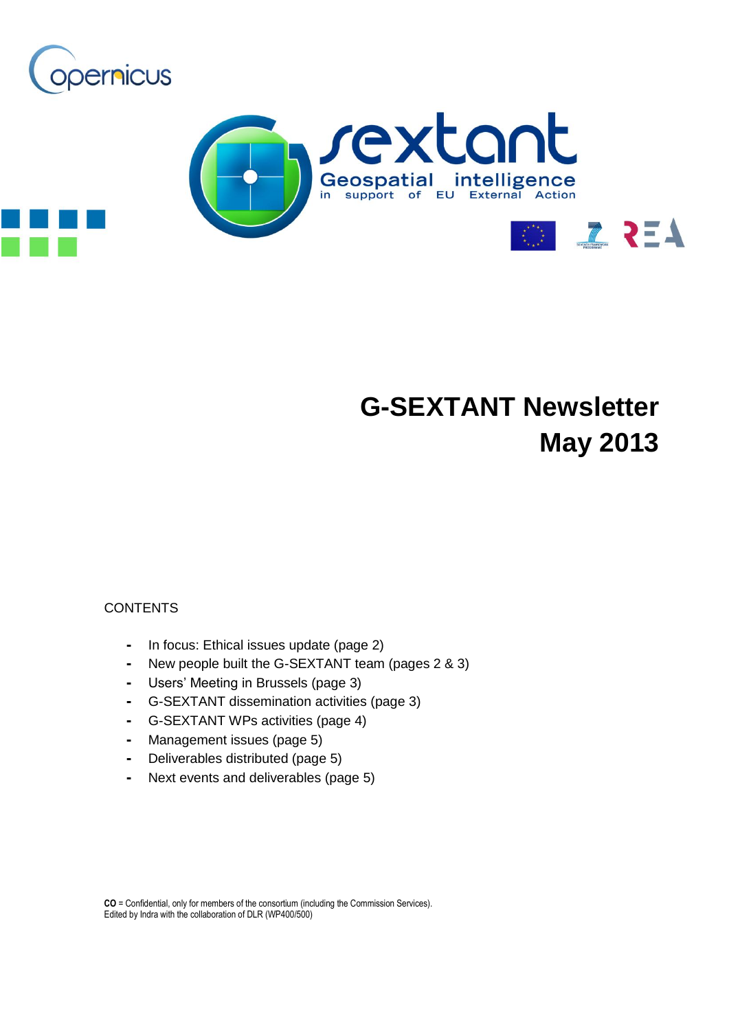# G-SEXTANT Newsletter May 2013

CONTENTS

- In focus: Ethical issues update (page 2)
- New people built the G-SEXTANT team (pages 2 & 3)
- Users' Meeting in Brussels (page 3)
- G-SEXTANT dissemination activities (page 3)
- G-SEXTANT WPs activities (page 4)
- Management issues (page 5)
- Deliverables distributed (page 5)
- Next events and deliverables (page 5)

**CO** = Confidential, only for members of the consortium (including the Commission Services).
Edited by Indra with the collaboration of DLR (WP400/500)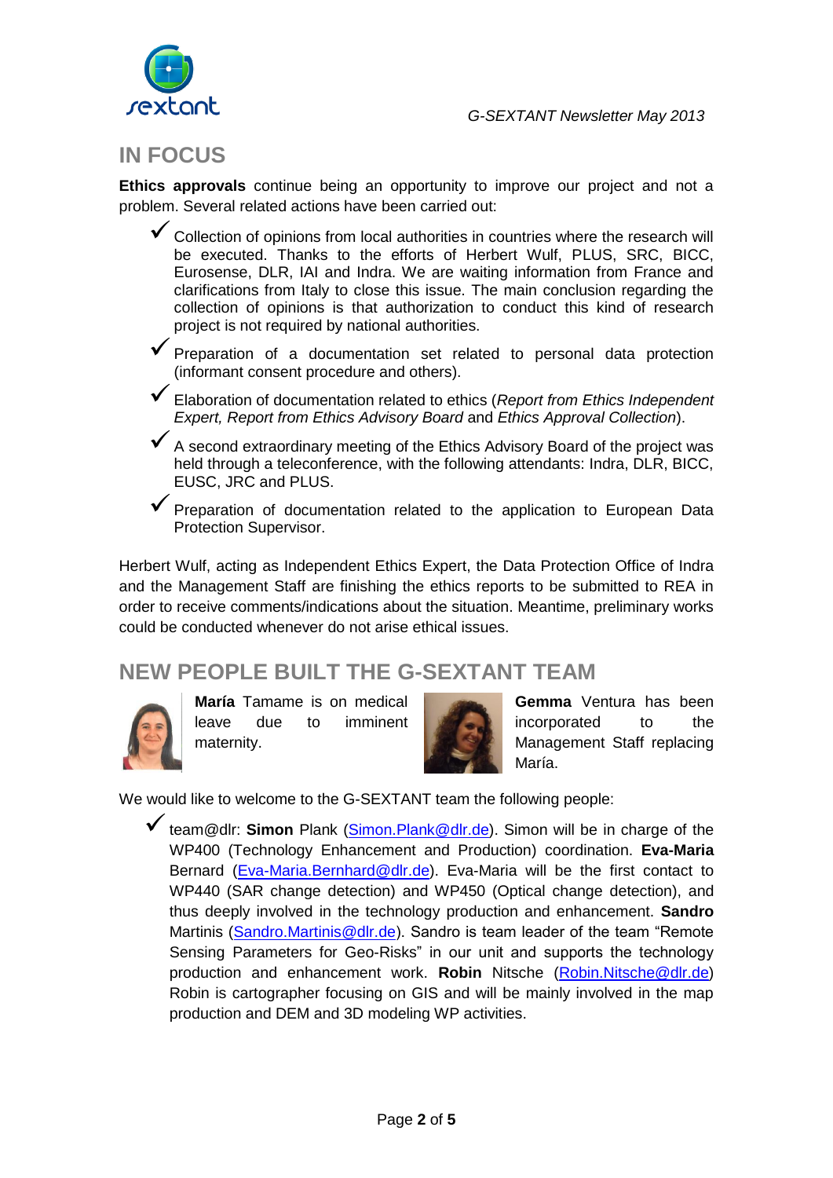## IN FOCUS

**Ethics approvals** continue being an opportunity to improve our project and not a problem. Several related actions have been carried out:

- ✓ Collection of opinions from local authorities in countries where the research will be executed. Thanks to the efforts of Herbert Wulf, PLUS, SRC, BICC, Eurosense, DLR, IAI and Indra. We are waiting information from France and clarifications from Italy to close this issue. The main conclusion regarding the collection of opinions is that authorization to conduct this kind of research project is not required by national authorities.
- ✓ Preparation of a documentation set related to personal data protection (informant consent procedure and others).
- ✓ Elaboration of documentation related to ethics (*Report from Ethics Independent Expert, Report from Ethics Advisory Board* and *Ethics Approval Collection*).
- ✓ A second extraordinary meeting of the Ethics Advisory Board of the project was held through a teleconference, with the following attendants: Indra, DLR, BICC, EUSC, JRC and PLUS.
- ✓ Preparation of documentation related to the application to European Data Protection Supervisor.

Herbert Wulf, acting as Independent Ethics Expert, the Data Protection Office of Indra and the Management Staff are finishing the ethics reports to be submitted to REA in order to receive comments/indications about the situation. Meantime, preliminary works could be conducted whenever do not arise ethical issues.

## NEW PEOPLE BUILT THE G-SEXTANT TEAM

**María** Tamame is on medical leave due to imminent maternity.

**Gemma** Ventura has been incorporated to the Management Staff replacing María.

We would like to welcome to the G-SEXTANT team the following people:

- ✓ team@dlr: **Simon** Plank (Simon.Plank@dlr.de). Simon will be in charge of the WP400 (Technology Enhancement and Production) coordination. **Eva-Maria** Bernard (Eva-Maria.Bernhard@dlr.de). Eva-Maria will be the first contact to WP440 (SAR change detection) and WP450 (Optical change detection), and thus deeply involved in the technology production and enhancement. **Sandro** Martinis (Sandro.Martinis@dlr.de). Sandro is team leader of the team "Remote Sensing Parameters for Geo-Risks" in our unit and supports the technology production and enhancement work. **Robin** Nitsche (Robin.Nitsche@dlr.de) Robin is cartographer focusing on GIS and will be mainly involved in the map production and DEM and 3D modeling WP activities.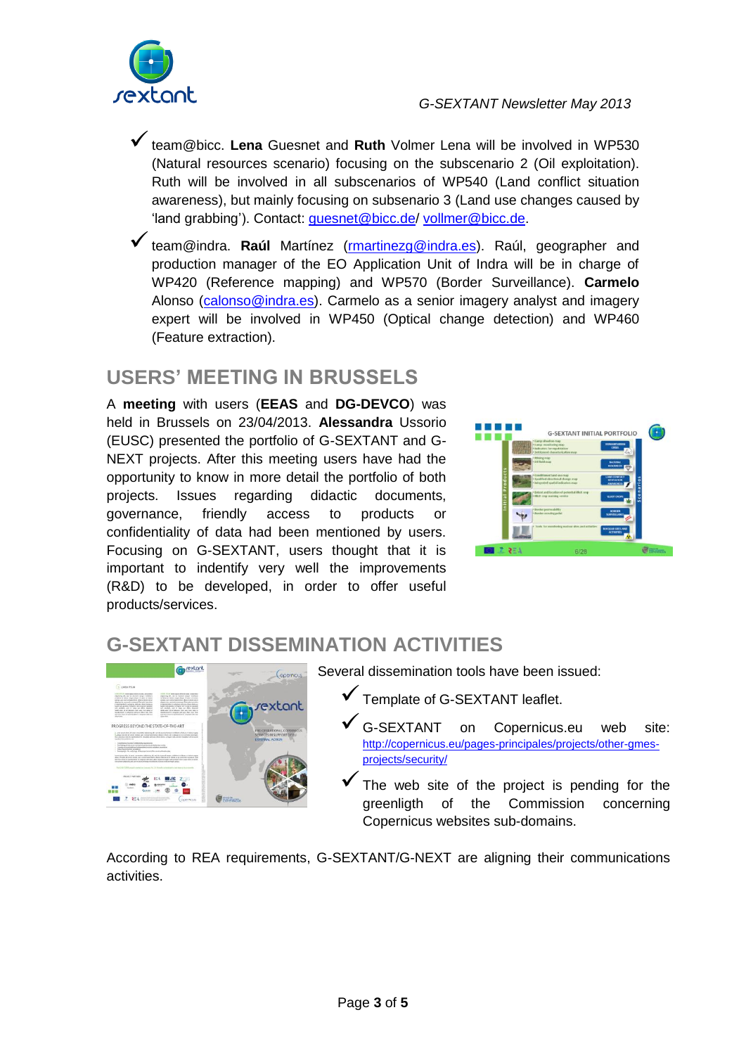- ✓ team@bicc. **Lena** Guesnet and **Ruth** Volmer Lena will be involved in WP530 (Natural resources scenario) focusing on the subscenario 2 (Oil exploitation). Ruth will be involved in all subscenarios of WP540 (Land conflict situation awareness), but mainly focusing on subsenario 3 (Land use changes caused by 'land grabbing'). Contact: guesnet@bicc.de/ vollmer@bicc.de.
- ✓ team@indra. **Raúl** Martínez (rmartinezg@indra.es). Raúl, geographer and production manager of the EO Application Unit of Indra will be in charge of WP420 (Reference mapping) and WP570 (Border Surveillance). **Carmelo** Alonso (calonso@indra.es). Carmelo as a senior imagery analyst and imagery expert will be involved in WP450 (Optical change detection) and WP460 (Feature extraction).

## USERS' MEETING IN BRUSSELS

A **meeting** with users (**EEAS** and **DG-DEVCO**) was held in Brussels on 23/04/2013. **Alessandra** Ussorio (EUSC) presented the portfolio of G-SEXTANT and G-NEXT projects. After this meeting users have had the opportunity to know in more detail the portfolio of both projects. Issues regarding didactic documents, governance, friendly access to products or confidentiality of data had been mentioned by users. Focusing on G-SEXTANT, users thought that it is important to indentify very well the improvements (R&D) to be developed, in order to offer useful products/services.

## G-SEXTANT DISSEMINATION ACTIVITIES

Several dissemination tools have been issued:

- ✓ Template of G-SEXTANT leaflet.
- ✓ G-SEXTANT on Copernicus.eu web site: http://copernicus.eu/pages-principales/projects/other-gmes-projects/security/
- ✓ The web site of the project is pending for the greenligth of the Commission concerning Copernicus websites sub-domains.

According to REA requirements, G-SEXTANT/G-NEXT are aligning their communications activities.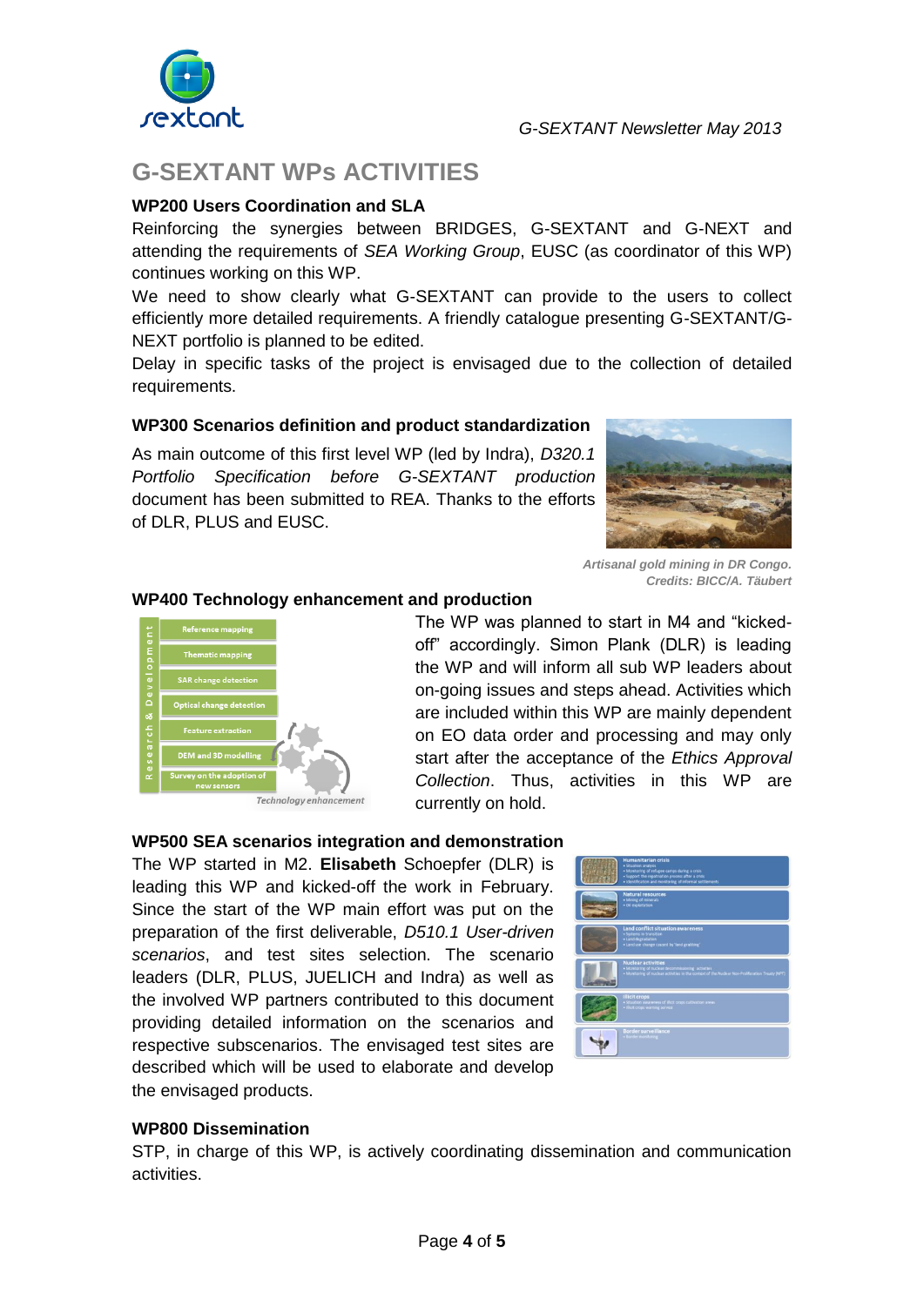# G-SEXTANT WPs ACTIVITIES

### WP200 Users Coordination and SLA

Reinforcing the synergies between BRIDGES, G-SEXTANT and G-NEXT and attending the requirements of *SEA Working Group*, EUSC (as coordinator of this WP) continues working on this WP.

We need to show clearly what G-SEXTANT can provide to the users to collect efficiently more detailed requirements. A friendly catalogue presenting G-SEXTANT/G-NEXT portfolio is planned to be edited.

Delay in specific tasks of the project is envisaged due to the collection of detailed requirements.

### WP300 Scenarios definition and product standardization

As main outcome of this first level WP (led by Indra), *D320.1 Portfolio Specification before G-SEXTANT production* document has been submitted to REA. Thanks to the efforts of DLR, PLUS and EUSC.

*Artisanal gold mining in DR Congo. Credits: BICC/A. Täubert*

### WP400 Technology enhancement and production

Research & Development

- Reference mapping
- Thematic mapping
- SAR change detection
- Optical change detection
- Feature extraction
- DEM and 3D modelling
- Survey on the adoption of new sensors

*Technology enhancement*

The WP was planned to start in M4 and "kicked-off" accordingly. Simon Plank (DLR) is leading the WP and will inform all sub WP leaders about on-going issues and steps ahead. Activities which are included within this WP are mainly dependent on EO data order and processing and may only start after the acceptance of the *Ethics Approval Collection*. Thus, activities in this WP are currently on hold.

### WP500 SEA scenarios integration and demonstration

The WP started in M2. **Elisabeth** Schoepfer (DLR) is leading this WP and kicked-off the work in February. Since the start of the WP main effort was put on the preparation of the first deliverable, *D510.1 User-driven scenarios*, and test sites selection. The scenario leaders (DLR, PLUS, JUELICH and Indra) as well as the involved WP partners contributed to this document providing detailed information on the scenarios and respective subscenarios. The envisaged test sites are described which will be used to elaborate and develop the envisaged products.

### WP800 Dissemination

STP, in charge of this WP, is actively coordinating dissemination and communication activities.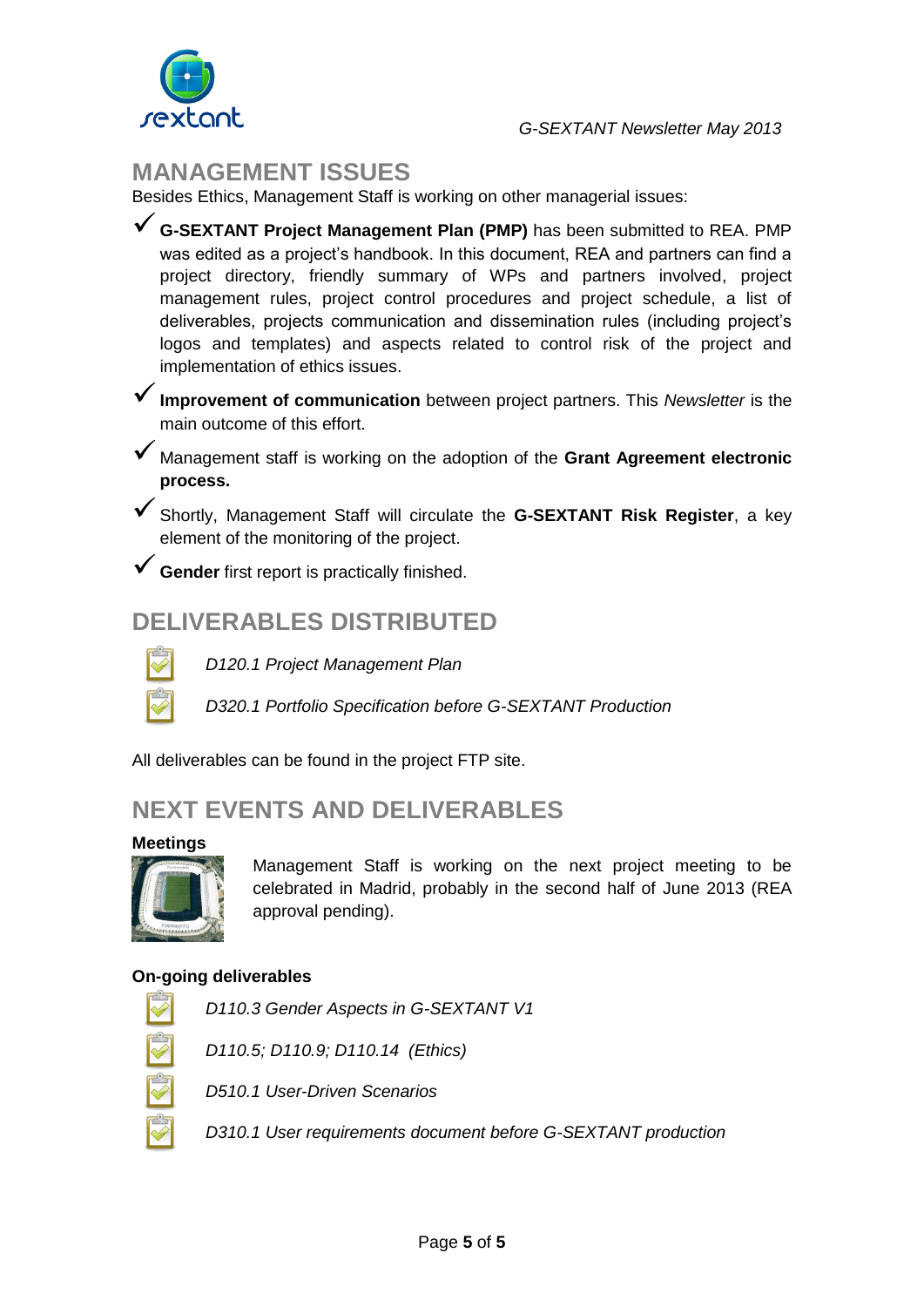## MANAGEMENT ISSUES

Besides Ethics, Management Staff is working on other managerial issues:

- **G-SEXTANT Project Management Plan (PMP)** has been submitted to REA. PMP was edited as a project's handbook. In this document, REA and partners can find a project directory, friendly summary of WPs and partners involved, project management rules, project control procedures and project schedule, a list of deliverables, projects communication and dissemination rules (including project's logos and templates) and aspects related to control risk of the project and implementation of ethics issues.
- **Improvement of communication** between project partners. This *Newsletter* is the main outcome of this effort.
- Management staff is working on the adoption of the **Grant Agreement electronic process.**
- Shortly, Management Staff will circulate the **G-SEXTANT Risk Register**, a key element of the monitoring of the project.
- **Gender** first report is practically finished.

## DELIVERABLES DISTRIBUTED

- *D120.1 Project Management Plan*
- *D320.1 Portfolio Specification before G-SEXTANT Production*

All deliverables can be found in the project FTP site.

## NEXT EVENTS AND DELIVERABLES

**Meetings**

Management Staff is working on the next project meeting to be celebrated in Madrid, probably in the second half of June 2013 (REA approval pending).

**On-going deliverables**

- *D110.3 Gender Aspects in G-SEXTANT V1*
- *D110.5; D110.9; D110.14 (Ethics)*
- *D510.1 User-Driven Scenarios*
- *D310.1 User requirements document before G-SEXTANT production*